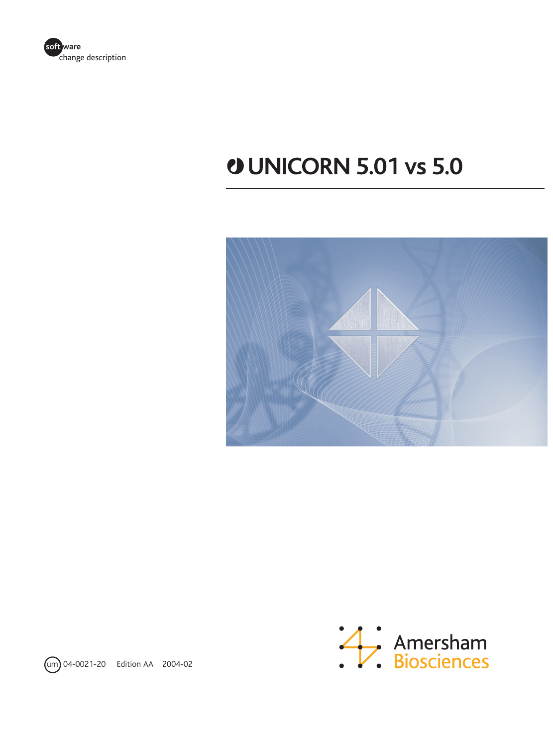software
change description

# UNICORN 5.01 vs 5.0

um 04-0021-20 Edition AA 2004-02

Amersham Biosciences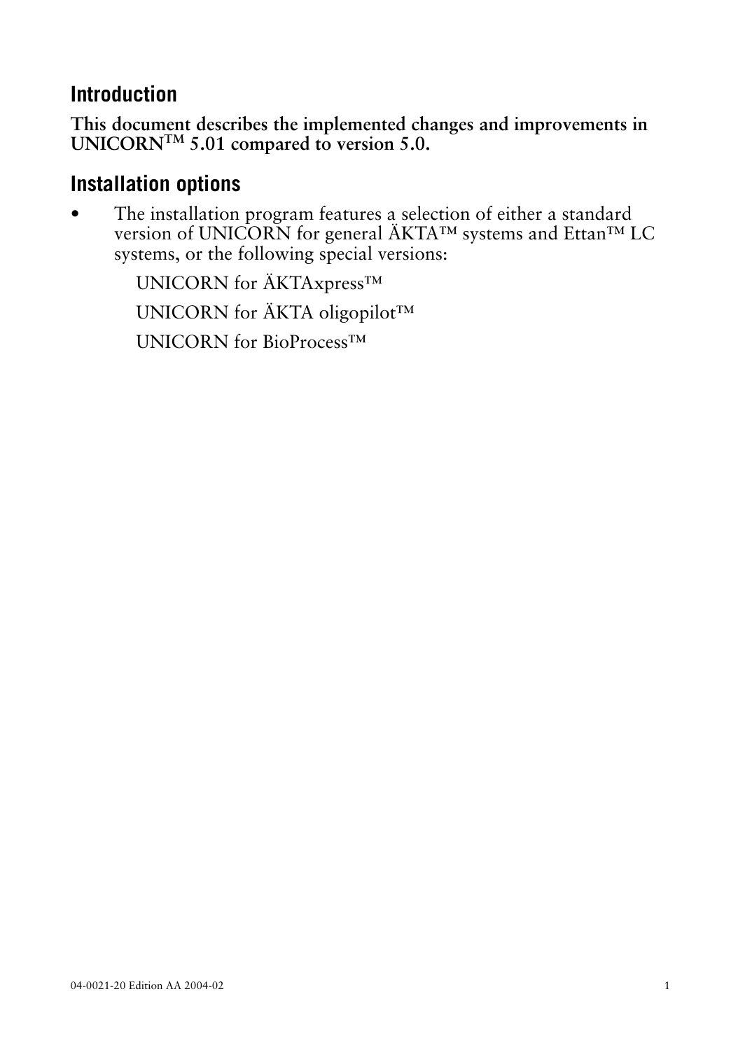## Introduction

**This document describes the implemented changes and improvements in UNICORN™ 5.01 compared to version 5.0.**

## Installation options

- The installation program features a selection of either a standard version of UNICORN for general ÄKTA™ systems and Ettan™ LC systems, or the following special versions:

  UNICORN for ÄKTAxpress™

  UNICORN for ÄKTA oligopilot™

  UNICORN for BioProcess™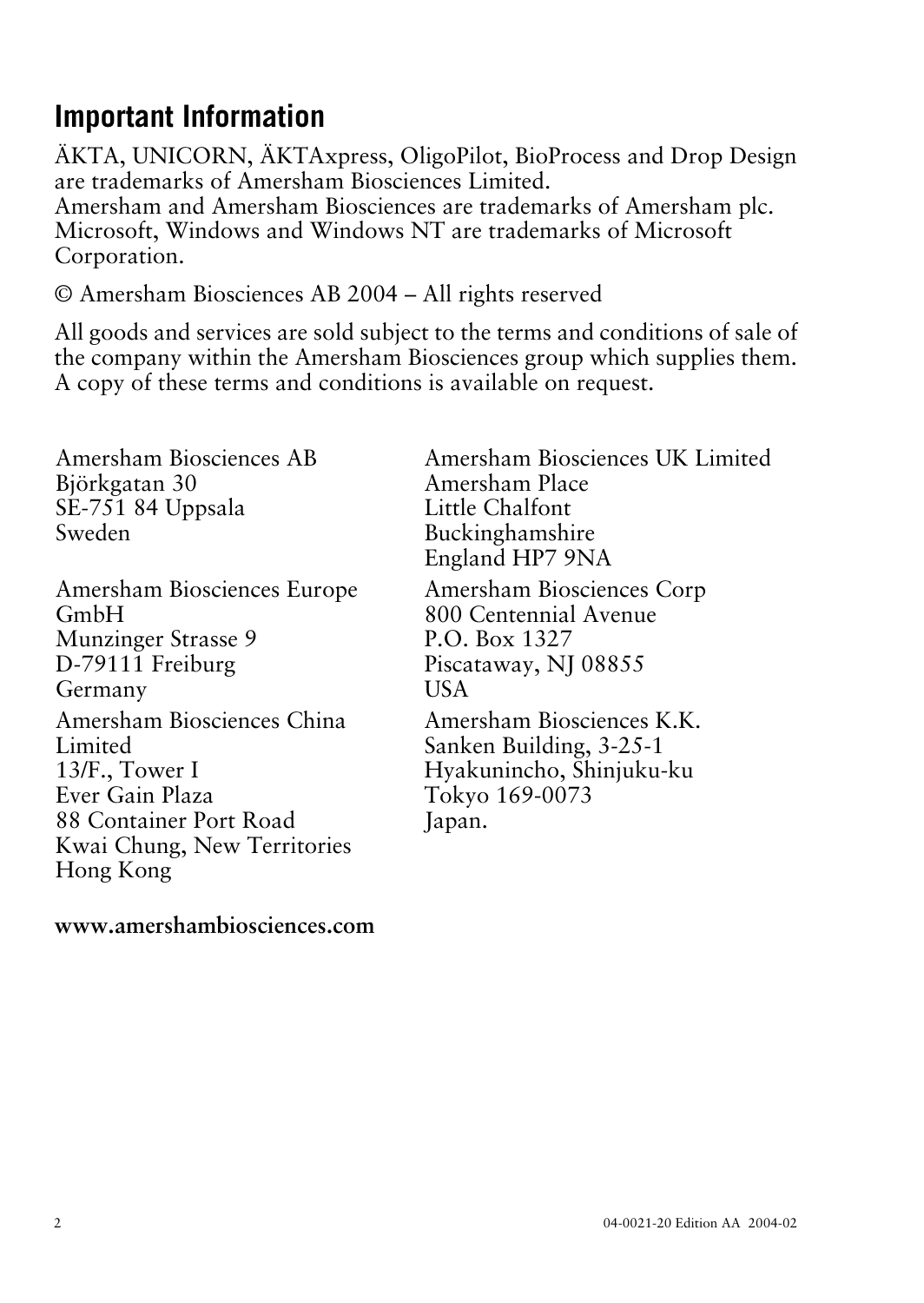## Important Information

ÄKTA, UNICORN, ÄKTAxpress, OligoPilot, BioProcess and Drop Design are trademarks of Amersham Biosciences Limited.
Amersham and Amersham Biosciences are trademarks of Amersham plc.
Microsoft, Windows and Windows NT are trademarks of Microsoft Corporation.

© Amersham Biosciences AB 2004 – All rights reserved

All goods and services are sold subject to the terms and conditions of sale of the company within the Amersham Biosciences group which supplies them. A copy of these terms and conditions is available on request.

Amersham Biosciences AB
Björkgatan 30
SE-751 84 Uppsala
Sweden

Amersham Biosciences Europe GmbH
Munzinger Strasse 9
D-79111 Freiburg
Germany

Amersham Biosciences China Limited
13/F., Tower I
Ever Gain Plaza
88 Container Port Road
Kwai Chung, New Territories
Hong Kong

Amersham Biosciences UK Limited
Amersham Place
Little Chalfont
Buckinghamshire
England HP7 9NA

Amersham Biosciences Corp
800 Centennial Avenue
P.O. Box 1327
Piscataway, NJ 08855
USA

Amersham Biosciences K.K.
Sanken Building, 3-25-1
Hyakunincho, Shinjuku-ku
Tokyo 169-0073
Japan.

**www.amershambiosciences.com**

04-0021-20 Edition AA 2004-02